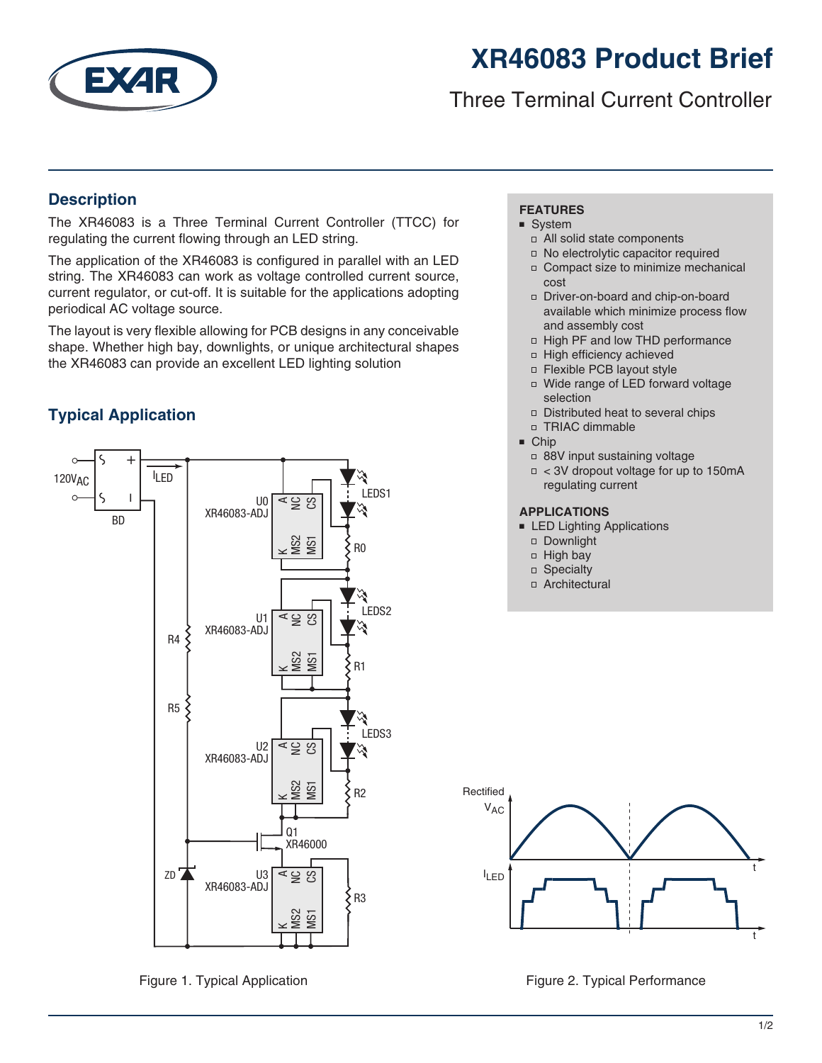# XR46083 Product Brief

## Three Terminal Current Controller

## Description

The XR46083 is a Three Terminal Current Controller (TTCC) for regulating the current flowing through an LED string.

The application of the XR46083 is configured in parallel with an LED string. The XR46083 can work as voltage controlled current source, current regulator, or cut-off. It is suitable for the applications adopting periodical AC voltage source.

The layout is very flexible allowing for PCB designs in any conceivable shape. Whether high bay, downlights, or unique architectural shapes the XR46083 can provide an excellent LED lighting solution

## FEATURES

- System
  - All solid state components
  - No electrolytic capacitor required
  - Compact size to minimize mechanical cost
  - Driver-on-board and chip-on-board available which minimize process flow and assembly cost
  - High PF and low THD performance
  - High efficiency achieved
  - Flexible PCB layout style
  - Wide range of LED forward voltage selection
  - Distributed heat to several chips
  - TRIAC dimmable
- Chip
  - 88V input sustaining voltage
  - < 3V dropout voltage for up to 150mA regulating current

## APPLICATIONS

- LED Lighting Applications
  - Downlight
  - High bay
  - Specialty
  - Architectural

## Typical Application

120V$_{AC}$
BD
I$_{LED}$
U0 XR46083-ADJ
U1 XR46083-ADJ
U2 XR46083-ADJ
U3 XR46083-ADJ
A NC CS K MS2 MS1
LEDS1
LEDS2
LEDS3
R0
R1
R2
R3
R4
R5
Q1 XR46000
ZD

Figure 1. Typical Application

Rectified V$_{AC}$
I$_{LED}$
t
t

Figure 2. Typical Performance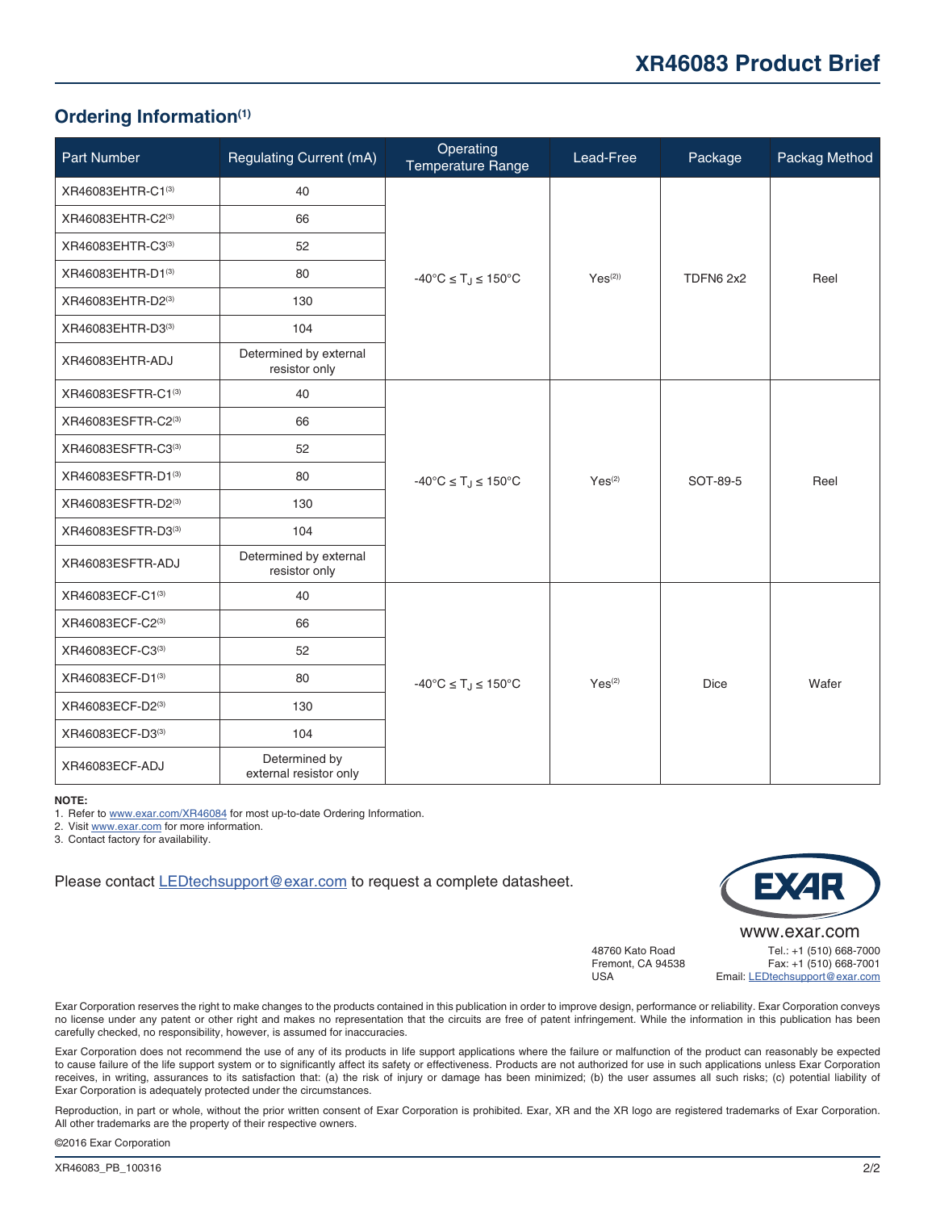## Ordering Information[1]

| Part Number | Regulating Current (mA) | Operating Temperature Range | Lead-Free | Package | Packag Method |
|---|---|---|---|---|---|
| XR46083EHTR-C1[3] | 40 | $-40°C \leq T_J \leq 150°C$ | Yes[2] | TDFN6 2x2 | Reel |
| XR46083EHTR-C2[3] | 66 | | | | |
| XR46083EHTR-C3[3] | 52 | | | | |
| XR46083EHTR-D1[3] | 80 | | | | |
| XR46083EHTR-D2[3] | 130 | | | | |
| XR46083EHTR-D3[3] | 104 | | | | |
| XR46083EHTR-ADJ | Determined by external resistor only | | | | |
| XR46083ESFTR-C1[3] | 40 | $-40°C \leq T_J \leq 150°C$ | Yes[2] | SOT-89-5 | Reel |
| XR46083ESFTR-C2[3] | 66 | | | | |
| XR46083ESFTR-C3[3] | 52 | | | | |
| XR46083ESFTR-D1[3] | 80 | | | | |
| XR46083ESFTR-D2[3] | 130 | | | | |
| XR46083ESFTR-D3[3] | 104 | | | | |
| XR46083ESFTR-ADJ | Determined by external resistor only | | | | |
| XR46083ECF-C1[3] | 40 | $-40°C \leq T_J \leq 150°C$ | Yes[2] | Dice | Wafer |
| XR46083ECF-C2[3] | 66 | | | | |
| XR46083ECF-C3[3] | 52 | | | | |
| XR46083ECF-D1[3] | 80 | | | | |
| XR46083ECF-D2[3] | 130 | | | | |
| XR46083ECF-D3[3] | 104 | | | | |
| XR46083ECF-ADJ | Determined by external resistor only | | | | |

**NOTE:**

1. Refer to www.exar.com/XR46084 for most up-to-date Ordering Information.
2. Visit www.exar.com for more information.
3. Contact factory for availability.

Please contact LEDtechsupport@exar.com to request a complete datasheet.

www.exar.com

48760 Kato Road
Fremont, CA 94538
USA

Tel.: +1 (510) 668-7000
Fax: +1 (510) 668-7001
Email: LEDtechsupport@exar.com

Exar Corporation reserves the right to make changes to the products contained in this publication in order to improve design, performance or reliability. Exar Corporation conveys no license under any patent or other right and makes no representation that the circuits are free of patent infringement. While the information in this publication has been carefully checked, no responsibility, however, is assumed for inaccuracies.

Exar Corporation does not recommend the use of any of its products in life support applications where the failure or malfunction of the product can reasonably be expected to cause failure of the life support system or to significantly affect its safety or effectiveness. Products are not authorized for use in such applications unless Exar Corporation receives, in writing, assurances to its satisfaction that: (a) the risk of injury or damage has been minimized; (b) the user assumes all such risks; (c) potential liability of Exar Corporation is adequately protected under the circumstances.

Reproduction, in part or whole, without the prior written consent of Exar Corporation is prohibited. Exar, XR and the XR logo are registered trademarks of Exar Corporation. All other trademarks are the property of their respective owners.

©2016 Exar Corporation